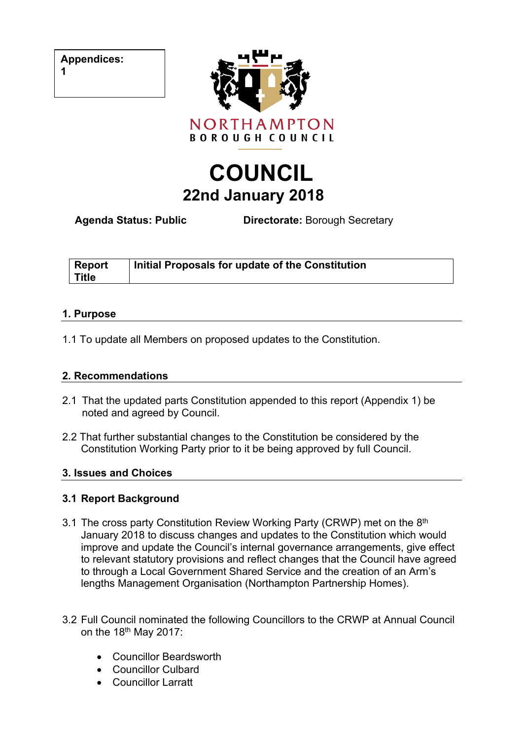| Appendices: 1 |
| --- |

NORTHAMPTON
BOROUGH COUNCIL

# COUNCIL
## 22nd January 2018

**Agenda Status: Public** **Directorate:** Borough Secretary

| Report Title | Initial Proposals for update of the Constitution |
| --- | --- |

## 1. Purpose

1.1 To update all Members on proposed updates to the Constitution.

## 2. Recommendations

2.1 That the updated parts Constitution appended to this report (Appendix 1) be noted and agreed by Council.

2.2 That further substantial changes to the Constitution be considered by the Constitution Working Party prior to it be being approved by full Council.

## 3. Issues and Choices

### 3.1 Report Background

3.1 The cross party Constitution Review Working Party (CRWP) met on the 8th January 2018 to discuss changes and updates to the Constitution which would improve and update the Council's internal governance arrangements, give effect to relevant statutory provisions and reflect changes that the Council have agreed to through a Local Government Shared Service and the creation of an Arm's lengths Management Organisation (Northampton Partnership Homes).

3.2 Full Council nominated the following Councillors to the CRWP at Annual Council on the 18th May 2017:

- Councillor Beardsworth
- Councillor Culbard
- Councillor Larratt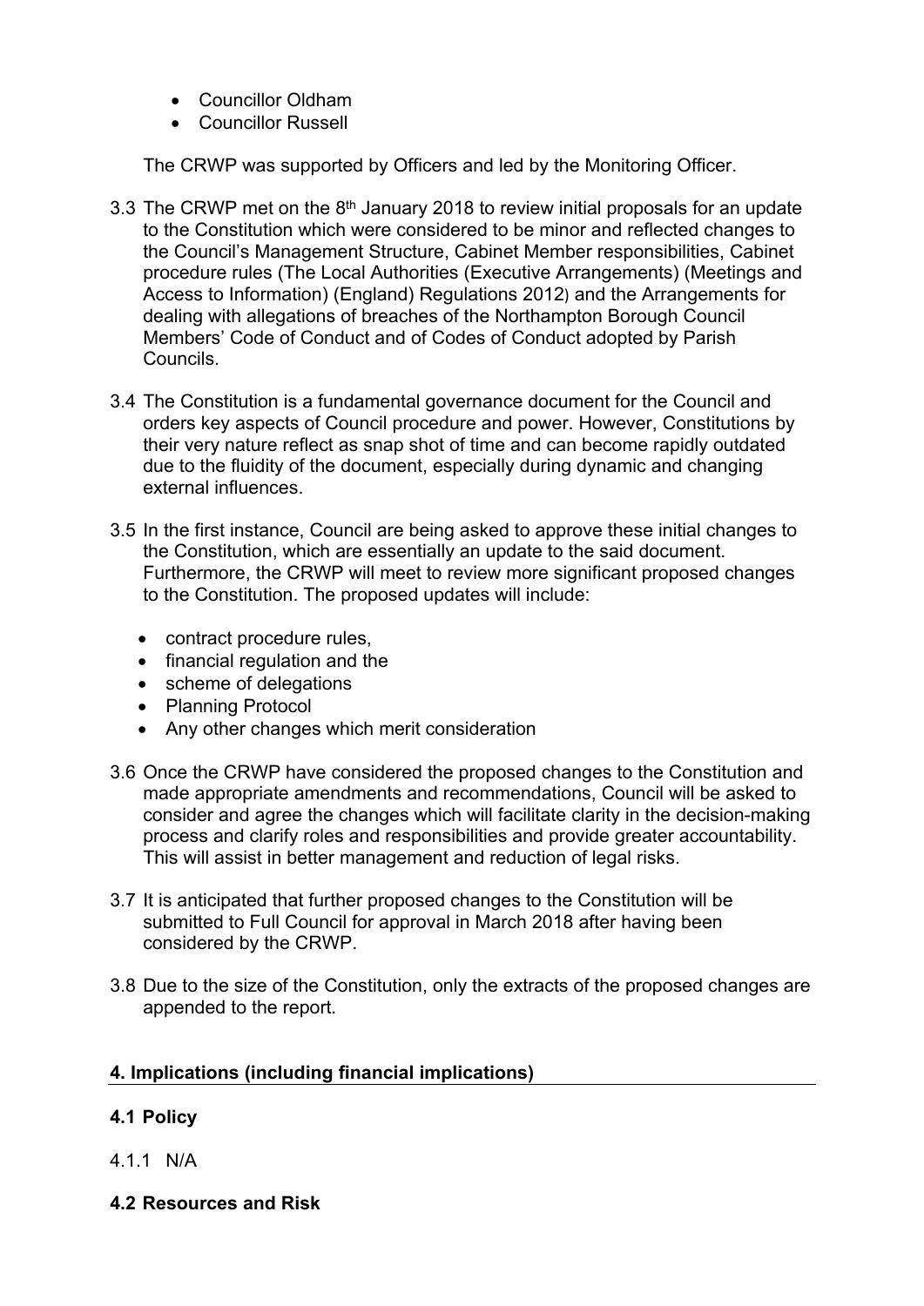- Councillor Oldham
- Councillor Russell

The CRWP was supported by Officers and led by the Monitoring Officer.

3.3 The CRWP met on the 8th January 2018 to review initial proposals for an update to the Constitution which were considered to be minor and reflected changes to the Council's Management Structure, Cabinet Member responsibilities, Cabinet procedure rules (The Local Authorities (Executive Arrangements) (Meetings and Access to Information) (England) Regulations 2012) and the Arrangements for dealing with allegations of breaches of the Northampton Borough Council Members' Code of Conduct and of Codes of Conduct adopted by Parish Councils.

3.4 The Constitution is a fundamental governance document for the Council and orders key aspects of Council procedure and power. However, Constitutions by their very nature reflect as snap shot of time and can become rapidly outdated due to the fluidity of the document, especially during dynamic and changing external influences.

3.5 In the first instance, Council are being asked to approve these initial changes to the Constitution, which are essentially an update to the said document. Furthermore, the CRWP will meet to review more significant proposed changes to the Constitution. The proposed updates will include:

- contract procedure rules,
- financial regulation and the
- scheme of delegations
- Planning Protocol
- Any other changes which merit consideration

3.6 Once the CRWP have considered the proposed changes to the Constitution and made appropriate amendments and recommendations, Council will be asked to consider and agree the changes which will facilitate clarity in the decision-making process and clarify roles and responsibilities and provide greater accountability. This will assist in better management and reduction of legal risks.

3.7 It is anticipated that further proposed changes to the Constitution will be submitted to Full Council for approval in March 2018 after having been considered by the CRWP.

3.8 Due to the size of the Constitution, only the extracts of the proposed changes are appended to the report.

## 4. Implications (including financial implications)

### 4.1 Policy

4.1.1 N/A

### 4.2 Resources and Risk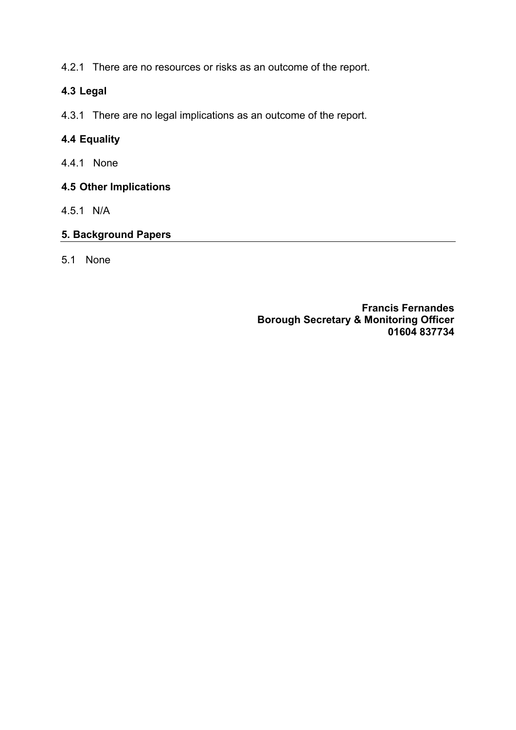4.2.1 There are no resources or risks as an outcome of the report.

### 4.3 Legal

4.3.1 There are no legal implications as an outcome of the report.

### 4.4 Equality

4.4.1 None

### 4.5 Other Implications

4.5.1 N/A

## 5. Background Papers

5.1 None

**Francis Fernandes**
**Borough Secretary & Monitoring Officer**
**01604 837734**